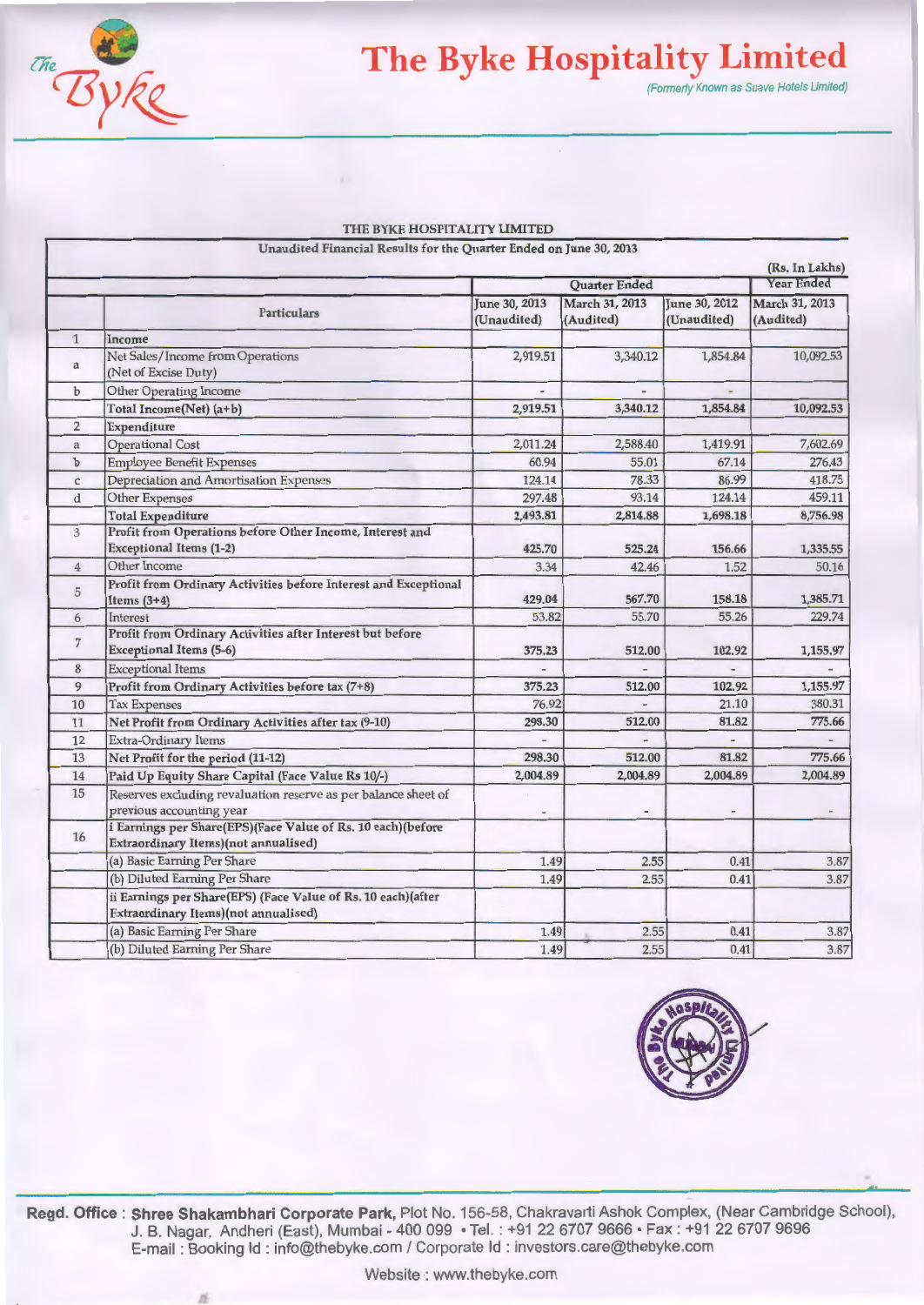# The Byke Hospitality Limited

*(Formerly Known as Suave Hotels Limited)*

## THE BYKE HOSPITALITY LIMITED

### Unaudited Financial Results for the Quarter Ended on June 30, 2013

(Rs. In Lakhs)

| | Particulars | Quarter Ended | | | Year Ended |
|---|---|---|---|---|---|
| | | June 30, 2013 (Unaudited) | March 31, 2013 (Audited) | June 30, 2012 (Unaudited) | March 31, 2013 (Audited) |
| 1 | **Income** | | | | |
| a | Net Sales/Income from Operations (Net of Excise Duty) | 2,919.51 | 3,340.12 | 1,854.84 | 10,092.53 |
| b | Other Operating Income | - | - | - | |
| | **Total Income(Net) (a+b)** | **2,919.51** | **3,340.12** | **1,854.84** | **10,092.53** |
| 2 | **Expenditure** | | | | |
| a | Operational Cost | 2,011.24 | 2,588.40 | 1,419.91 | 7,602.69 |
| b | Employee Benefit Expenses | 60.94 | 55.01 | 67.14 | 276.43 |
| c | Depreciation and Amortisation Expenses | 124.14 | 78.33 | 86.99 | 418.75 |
| d | Other Expenses | 297.48 | 93.14 | 124.14 | 459.11 |
| | **Total Expenditure** | **2,493.81** | **2,814.88** | **1,698.18** | **8,756.98** |
| 3 | **Profit from Operations before Other Income, Interest and Exceptional Items (1-2)** | **425.70** | **525.24** | **156.66** | **1,335.55** |
| 4 | Other Income | 3.34 | 42.46 | 1.52 | 50.16 |
| 5 | **Profit from Ordinary Activities before Interest and Exceptional Items (3+4)** | **429.04** | **567.70** | **158.18** | **1,385.71** |
| 6 | Interest | 53.82 | 55.70 | 55.26 | 229.74 |
| 7 | **Profit from Ordinary Activities after Interest but before Exceptional Items (5-6)** | **375.23** | **512.00** | **102.92** | **1,155.97** |
| 8 | Exceptional Items | - | - | - | - |
| 9 | **Profit from Ordinary Activities before tax (7+8)** | **375.23** | **512.00** | **102.92** | **1,155.97** |
| 10 | Tax Expenses | 76.92 | - | 21.10 | 380.31 |
| 11 | **Net Profit from Ordinary Activities after tax (9-10)** | **298.30** | **512.00** | **81.82** | **775.66** |
| 12 | Extra-Ordinary Items | - | - | - | - |
| 13 | **Net Profit for the period (11-12)** | **298.30** | **512.00** | **81.82** | **775.66** |
| 14 | **Paid Up Equity Share Capital (Face Value Rs 10/-)** | **2,004.89** | **2,004.89** | **2,004.89** | **2,004.89** |
| 15 | Reserves excluding revaluation reserve as per balance sheet of previous accounting year | - | - | - | - |
| 16 | **i Earnings per Share(EPS)(Face Value of Rs. 10 each)(before Extraordinary Items)(not annualised)** | | | | |
| | (a) Basic Earning Per Share | 1.49 | 2.55 | 0.41 | 3.87 |
| | (b) Diluted Earning Per Share | 1.49 | 2.55 | 0.41 | 3.87 |
| | **ii Earnings per Share(EPS) (Face Value of Rs. 10 each)(after Extraordinary Items)(not annualised)** | | | | |
| | (a) Basic Earning Per Share | 1.49 | 2.55 | 0.41 | 3.87 |
| | (b) Diluted Earning Per Share | 1.49 | 2.55 | 0.41 | 3.87 |

**Regd. Office : Shree Shakambhari Corporate Park,** Plot No. 156-58, Chakravarti Ashok Complex, (Near Cambridge School), J. B. Nagar, Andheri (East), Mumbai - 400 099 • Tel. : +91 22 6707 9666 • Fax : +91 22 6707 9696
E-mail : Booking Id : info@thebyke.com / Corporate Id : investors.care@thebyke.com

Website : www.thebyke.com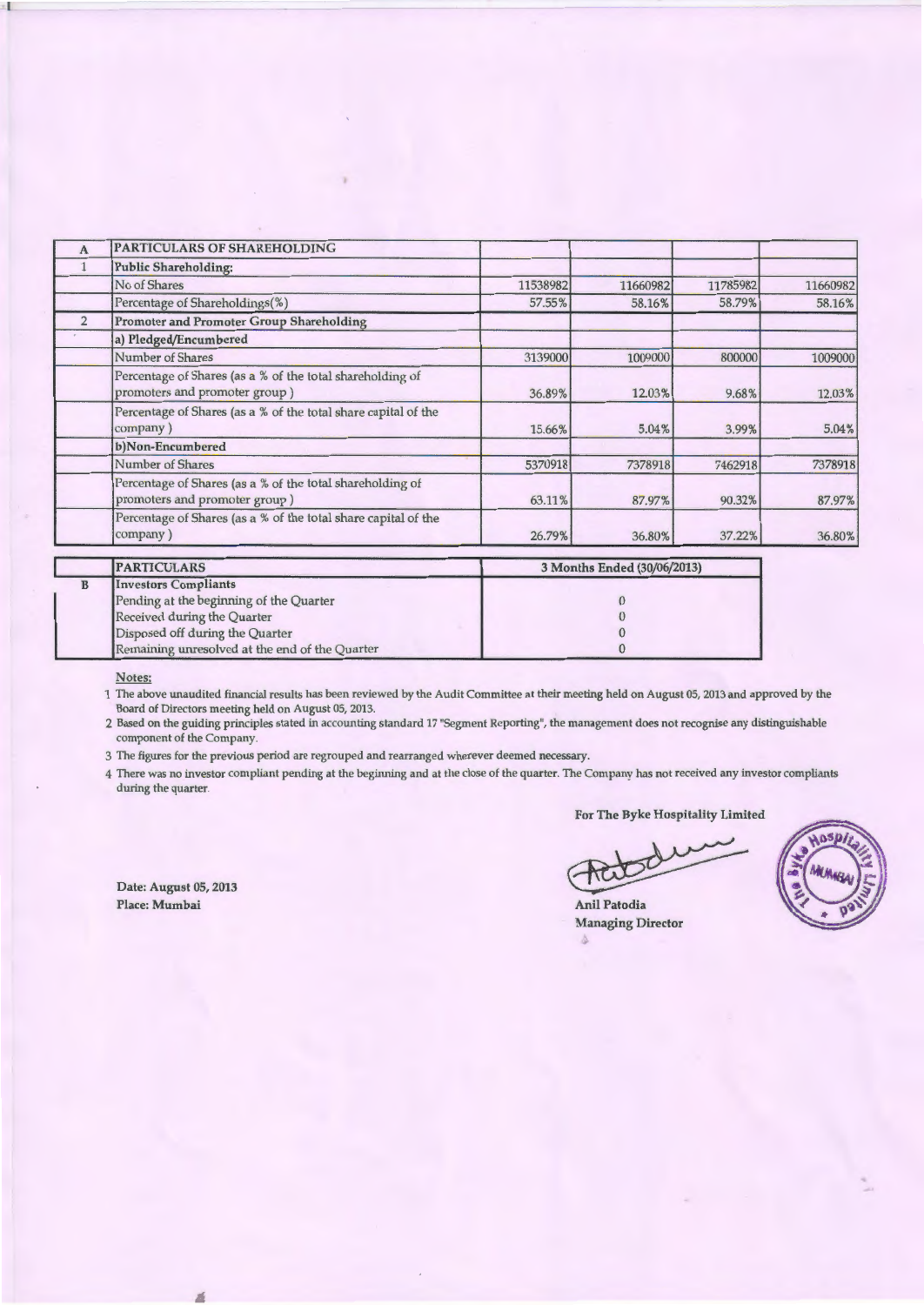| A | PARTICULARS OF SHAREHOLDING | | | | |
|---|---|---|---|---|---|
| 1 | Public Shareholding: | | | | |
| | No of Shares | 11538982 | 11660982 | 11785982 | 11660982 |
| | Percentage of Shareholdings(%) | 57.55% | 58.16% | 58.79% | 58.16% |
| 2 | Promoter and Promoter Group Shareholding | | | | |
| | a) Pledged/Encumbered | | | | |
| | Number of Shares | 3139000 | 1009000 | 800000 | 1009000 |
| | Percentage of Shares (as a % of the total shareholding of promoters and promoter group ) | 36.89% | 12.03% | 9.68% | 12.03% |
| | Percentage of Shares (as a % of the total share capital of the company ) | 15.66% | 5.04% | 3.99% | 5.04% |
| | b)Non-Encumbered | | | | |
| | Number of Shares | 5370918 | 7378918 | 7462918 | 7378918 |
| | Percentage of Shares (as a % of the total shareholding of promoters and promoter group ) | 63.11% | 87.97% | 90.32% | 87.97% |
| | Percentage of Shares (as a % of the total share capital of the company ) | 26.79% | 36.80% | 37.22% | 36.80% |

| | PARTICULARS | 3 Months Ended (30/06/2013) |
|---|---|---|
| B | Investors Compliants | |
| | Pending at the beginning of the Quarter | 0 |
| | Received during the Quarter | 0 |
| | Disposed off during the Quarter | 0 |
| | Remaining unresolved at the end of the Quarter | 0 |

Notes:

1 The above unaudited financial results has been reviewed by the Audit Committee at their meeting held on August 05, 2013 and approved by the Board of Directors meeting held on August 05, 2013.

2 Based on the guiding principles stated in accounting standard 17 "Segment Reporting", the management does not recognise any distinguishable component of the Company.

3 The figures for the previous period are regrouped and rearranged wherever deemed necessary.

4 There was no investor compliant pending at the beginning and at the close of the quarter. The Company has not received any investor compliants during the quarter.

For The Byke Hospitality Limited

Anil Patodia
Managing Director

Date: August 05, 2013
Place: Mumbai